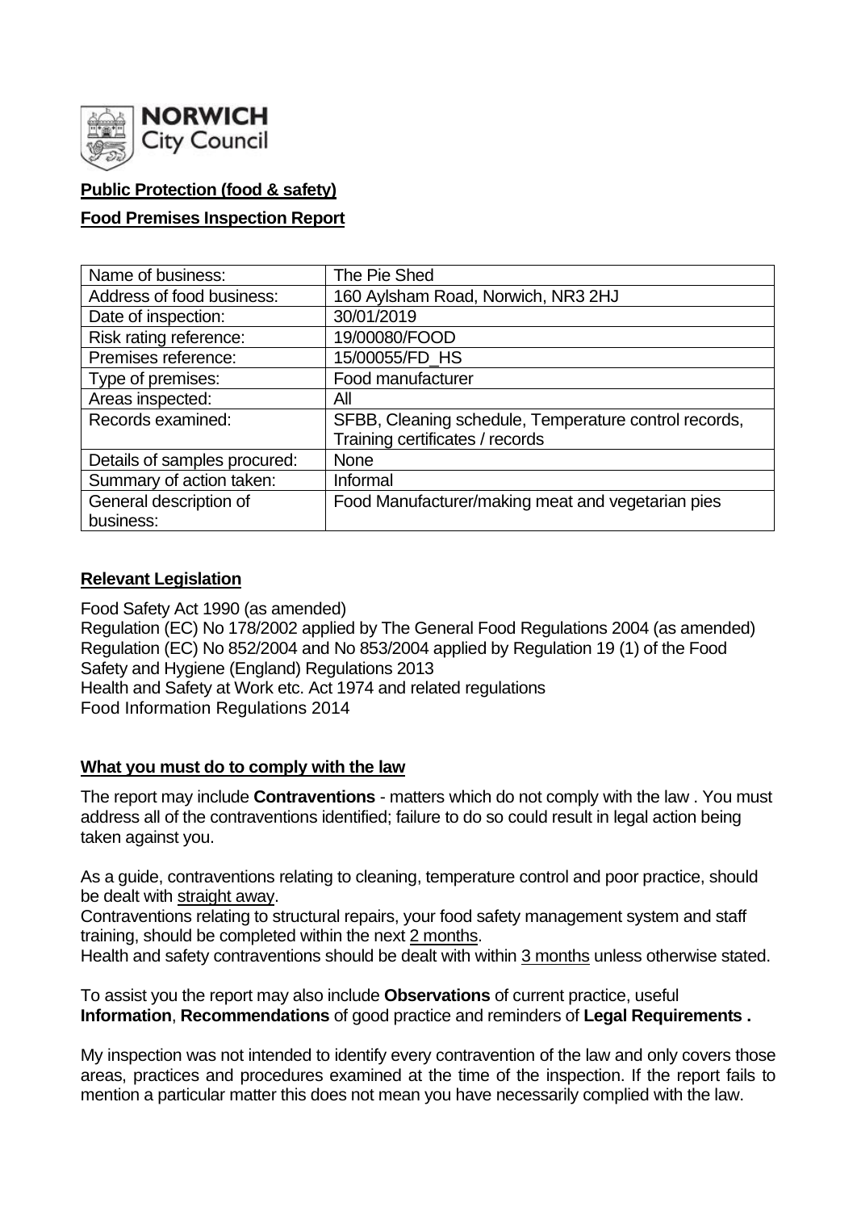NORWICH City Council

**Public Protection (food & safety)**

**Food Premises Inspection Report**

| Name of business: | The Pie Shed |
|---|---|
| Address of food business: | 160 Aylsham Road, Norwich, NR3 2HJ |
| Date of inspection: | 30/01/2019 |
| Risk rating reference: | 19/00080/FOOD |
| Premises reference: | 15/00055/FD_HS |
| Type of premises: | Food manufacturer |
| Areas inspected: | All |
| Records examined: | SFBB, Cleaning schedule, Temperature control records, Training certificates / records |
| Details of samples procured: | None |
| Summary of action taken: | Informal |
| General description of business: | Food Manufacturer/making meat and vegetarian pies |

## Relevant Legislation

Food Safety Act 1990 (as amended)
Regulation (EC) No 178/2002 applied by The General Food Regulations 2004 (as amended)
Regulation (EC) No 852/2004 and No 853/2004 applied by Regulation 19 (1) of the Food Safety and Hygiene (England) Regulations 2013
Health and Safety at Work etc. Act 1974 and related regulations
Food Information Regulations 2014

## What you must do to comply with the law

The report may include **Contraventions** - matters which do not comply with the law . You must address all of the contraventions identified; failure to do so could result in legal action being taken against you.

As a guide, contraventions relating to cleaning, temperature control and poor practice, should be dealt with straight away.
Contraventions relating to structural repairs, your food safety management system and staff training, should be completed within the next 2 months.
Health and safety contraventions should be dealt with within 3 months unless otherwise stated.

To assist you the report may also include **Observations** of current practice, useful **Information**, **Recommendations** of good practice and reminders of **Legal Requirements .**

My inspection was not intended to identify every contravention of the law and only covers those areas, practices and procedures examined at the time of the inspection. If the report fails to mention a particular matter this does not mean you have necessarily complied with the law.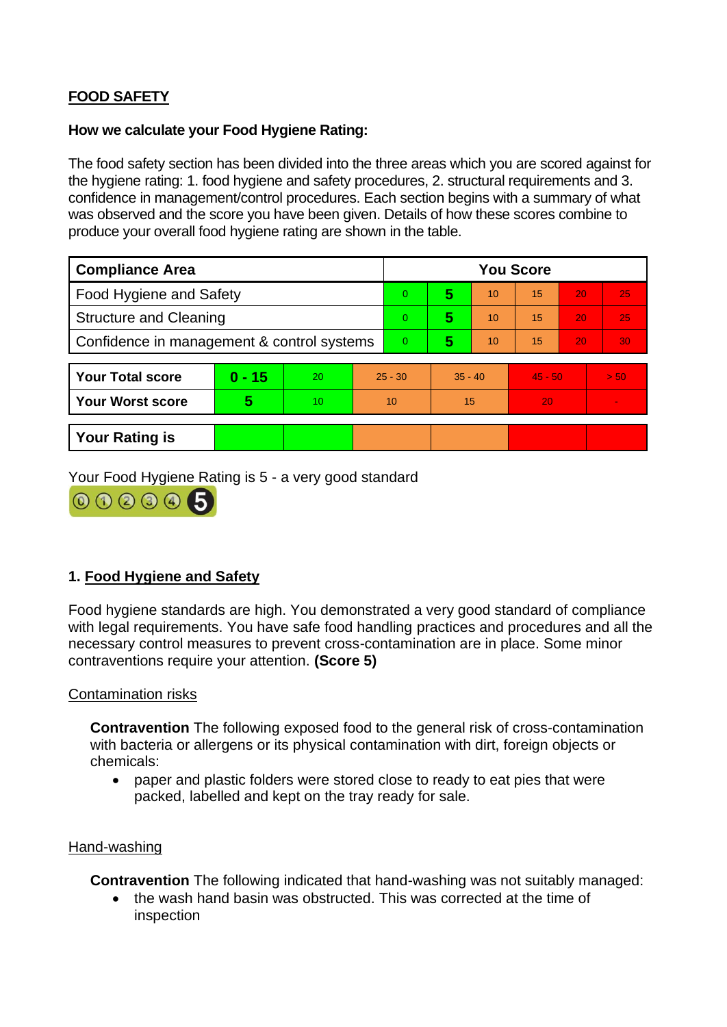**FOOD SAFETY**

**How we calculate your Food Hygiene Rating:**

The food safety section has been divided into the three areas which you are scored against for the hygiene rating: 1. food hygiene and safety procedures, 2. structural requirements and 3. confidence in management/control procedures. Each section begins with a summary of what was observed and the score you have been given. Details of how these scores combine to produce your overall food hygiene rating are shown in the table.

| Compliance Area | You Score | | | | | |
|---|---|---|---|---|---|---|
| Food Hygiene and Safety | 0 | **5** | 10 | 15 | 20 | 25 |
| Structure and Cleaning | 0 | **5** | 10 | 15 | 20 | 25 |
| Confidence in management & control systems | 0 | **5** | 10 | 15 | 20 | 30 |

| | | | | | | |
|---|---|---|---|---|---|---|
| **Your Total score** | **0 - 15** | 20 | 25 - 30 | 35 - 40 | 45 - 50 | > 50 |
| **Your Worst score** | **5** | 10 | 10 | 15 | 20 | - |

| | | | | | | |
|---|---|---|---|---|---|---|
| **Your Rating is** | | | | | | |

Your Food Hygiene Rating is 5 - a very good standard

## 1. Food Hygiene and Safety

Food hygiene standards are high. You demonstrated a very good standard of compliance with legal requirements. You have safe food handling practices and procedures and all the necessary control measures to prevent cross-contamination are in place. Some minor contraventions require your attention. **(Score 5)**

### Contamination risks

**Contravention** The following exposed food to the general risk of cross-contamination with bacteria or allergens or its physical contamination with dirt, foreign objects or chemicals:

- paper and plastic folders were stored close to ready to eat pies that were packed, labelled and kept on the tray ready for sale.

### Hand-washing

**Contravention** The following indicated that hand-washing was not suitably managed:

- the wash hand basin was obstructed. This was corrected at the time of inspection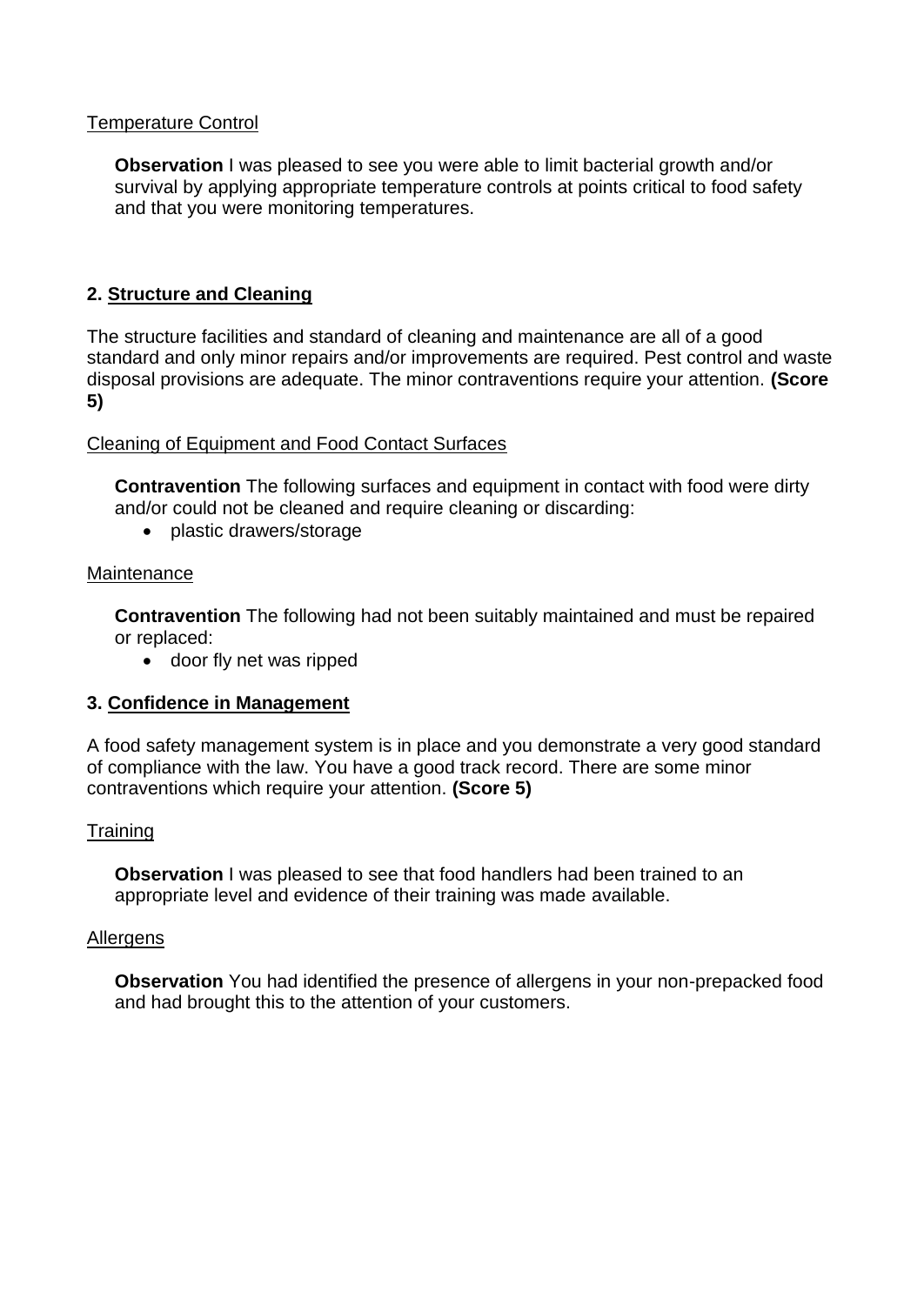Temperature Control

**Observation** I was pleased to see you were able to limit bacterial growth and/or survival by applying appropriate temperature controls at points critical to food safety and that you were monitoring temperatures.

## 2. Structure and Cleaning

The structure facilities and standard of cleaning and maintenance are all of a good standard and only minor repairs and/or improvements are required. Pest control and waste disposal provisions are adequate. The minor contraventions require your attention. **(Score 5)**

Cleaning of Equipment and Food Contact Surfaces

**Contravention** The following surfaces and equipment in contact with food were dirty and/or could not be cleaned and require cleaning or discarding:

- plastic drawers/storage

Maintenance

**Contravention** The following had not been suitably maintained and must be repaired or replaced:

- door fly net was ripped

## 3. Confidence in Management

A food safety management system is in place and you demonstrate a very good standard of compliance with the law. You have a good track record. There are some minor contraventions which require your attention. **(Score 5)**

Training

**Observation** I was pleased to see that food handlers had been trained to an appropriate level and evidence of their training was made available.

Allergens

**Observation** You had identified the presence of allergens in your non-prepacked food and had brought this to the attention of your customers.